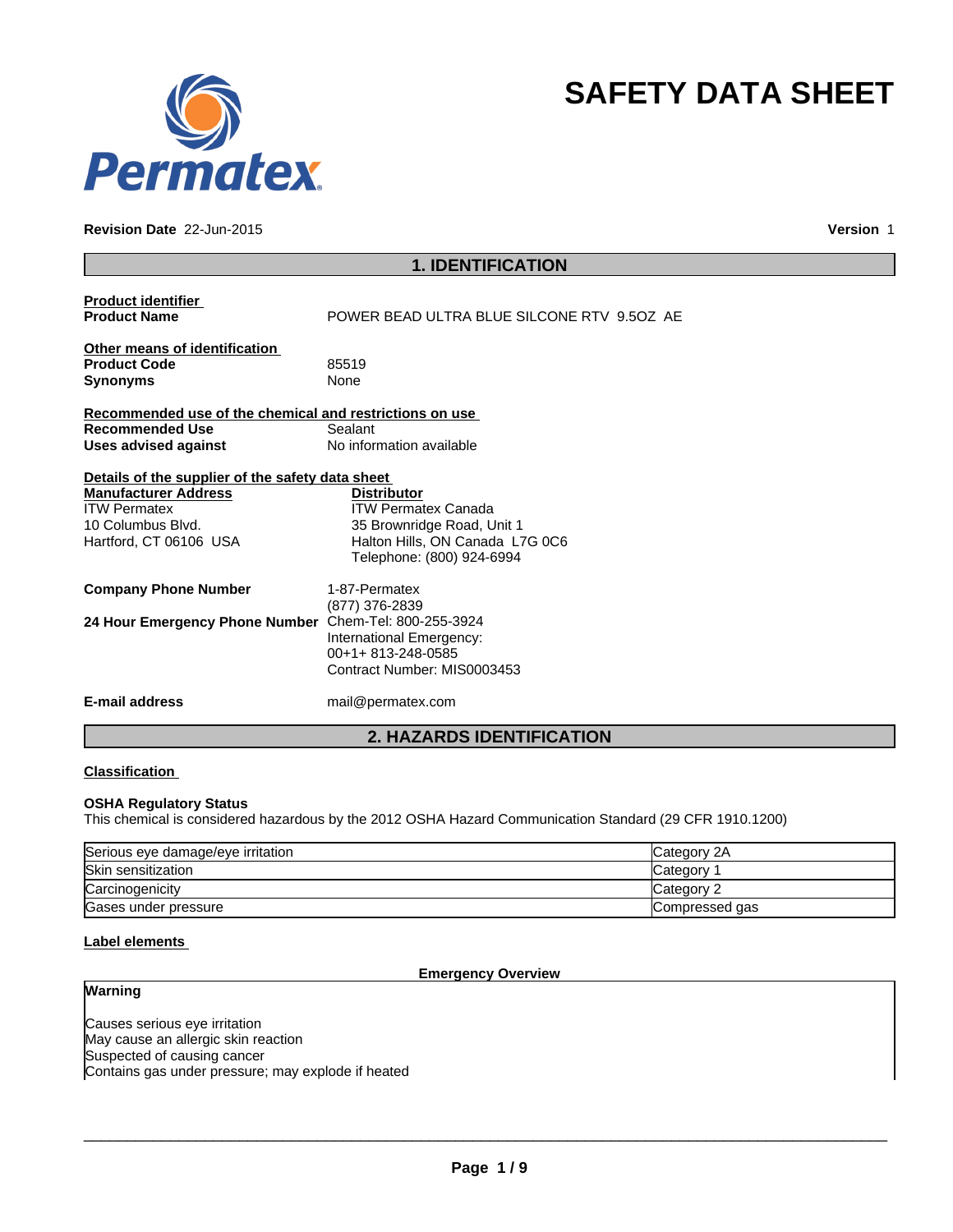# SAFETY DATA SHEET

**Revision Date** 22-Jun-2015 **Version** 1

## 1. IDENTIFICATION

**Product identifier**

**Product Name** POWER BEAD ULTRA BLUE SILCONE RTV 9.5OZ AE

**Other means of identification**

**Product Code** 85519

**Synonyms** None

**Recommended use of the chemical and restrictions on use**

**Recommended Use** Sealant

**Uses advised against** No information available

**Details of the supplier of the safety data sheet**

**Manufacturer Address**
ITW Permatex
10 Columbus Blvd.
Hartford, CT 06106 USA

**Distributor**
ITW Permatex Canada
35 Brownridge Road, Unit 1
Halton Hills, ON Canada L7G 0C6
Telephone: (800) 924-6994

**Company Phone Number** 1-87-Permatex
(877) 376-2839

**24 Hour Emergency Phone Number** Chem-Tel: 800-255-3924
International Emergency:
00+1+ 813-248-0585
Contract Number: MIS0003453

**E-mail address** mail@permatex.com

## 2. HAZARDS IDENTIFICATION

**Classification**

**OSHA Regulatory Status**
This chemical is considered hazardous by the 2012 OSHA Hazard Communication Standard (29 CFR 1910.1200)

| | |
|---|---|
| Serious eye damage/eye irritation | Category 2A |
| Skin sensitization | Category 1 |
| Carcinogenicity | Category 2 |
| Gases under pressure | Compressed gas |

**Label elements**

**Emergency Overview**

**Warning**

Causes serious eye irritation
May cause an allergic skin reaction
Suspected of causing cancer
Contains gas under pressure; may explode if heated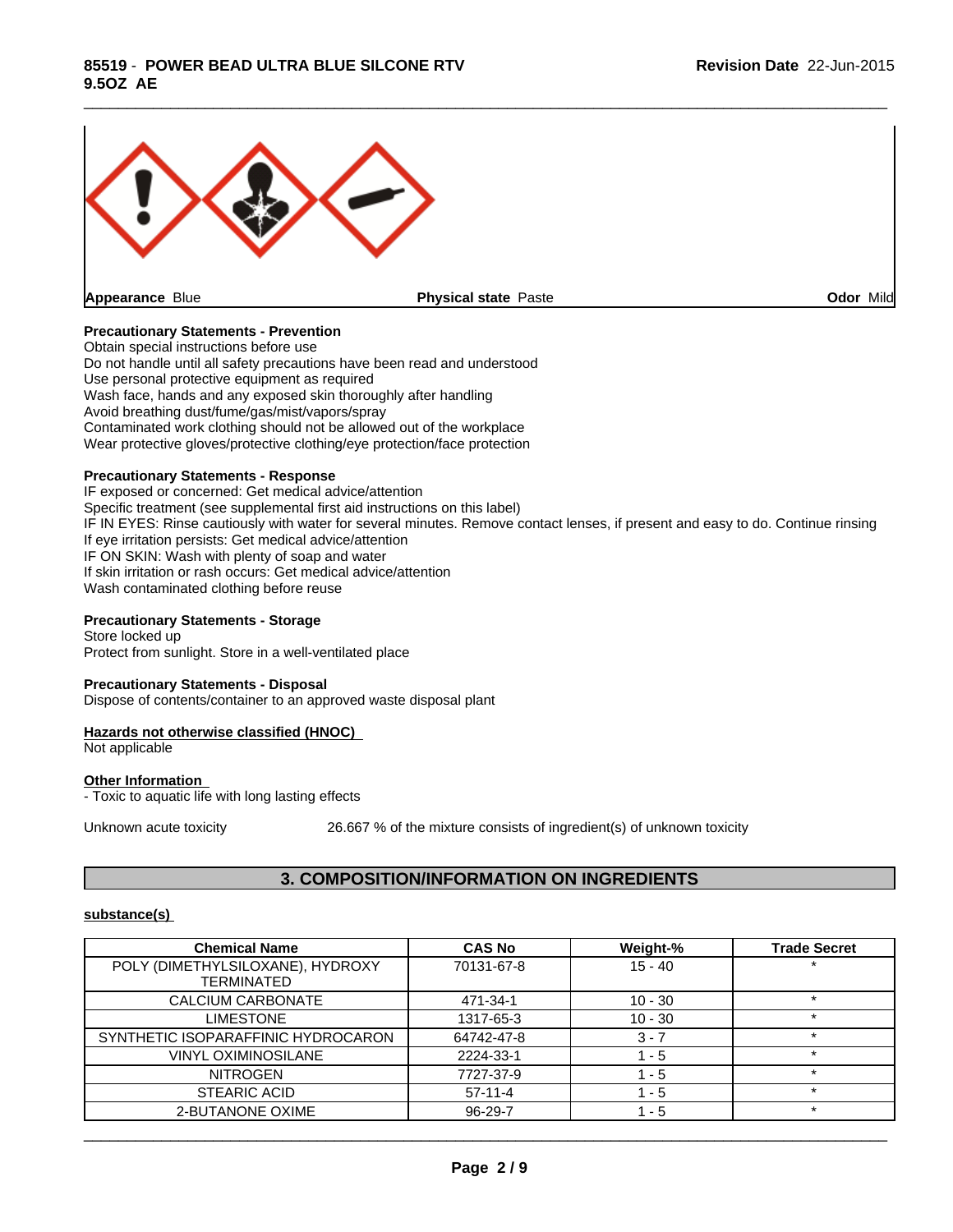**Appearance** Blue **Physical state** Paste **Odor** Mild

**Precautionary Statements - Prevention**
Obtain special instructions before use
Do not handle until all safety precautions have been read and understood
Use personal protective equipment as required
Wash face, hands and any exposed skin thoroughly after handling
Avoid breathing dust/fume/gas/mist/vapors/spray
Contaminated work clothing should not be allowed out of the workplace
Wear protective gloves/protective clothing/eye protection/face protection

**Precautionary Statements - Response**
IF exposed or concerned: Get medical advice/attention
Specific treatment (see supplemental first aid instructions on this label)
IF IN EYES: Rinse cautiously with water for several minutes. Remove contact lenses, if present and easy to do. Continue rinsing
If eye irritation persists: Get medical advice/attention
IF ON SKIN: Wash with plenty of soap and water
If skin irritation or rash occurs: Get medical advice/attention
Wash contaminated clothing before reuse

**Precautionary Statements - Storage**
Store locked up
Protect from sunlight. Store in a well-ventilated place

**Precautionary Statements - Disposal**
Dispose of contents/container to an approved waste disposal plant

**Hazards not otherwise classified (HNOC)**
Not applicable

**Other Information**
- Toxic to aquatic life with long lasting effects

Unknown acute toxicity 26.667 % of the mixture consists of ingredient(s) of unknown toxicity

## 3. COMPOSITION/INFORMATION ON INGREDIENTS

**substance(s)**

| Chemical Name | CAS No | Weight-% | Trade Secret |
|---|---|---|---|
| POLY (DIMETHYLSILOXANE), HYDROXY TERMINATED | 70131-67-8 | 15 - 40 | * |
| CALCIUM CARBONATE | 471-34-1 | 10 - 30 | * |
| LIMESTONE | 1317-65-3 | 10 - 30 | * |
| SYNTHETIC ISOPARAFFINIC HYDROCARON | 64742-47-8 | 3 - 7 | * |
| VINYL OXIMINOSILANE | 2224-33-1 | 1 - 5 | * |
| NITROGEN | 7727-37-9 | 1 - 5 | * |
| STEARIC ACID | 57-11-4 | 1 - 5 | * |
| 2-BUTANONE OXIME | 96-29-7 | 1 - 5 | * |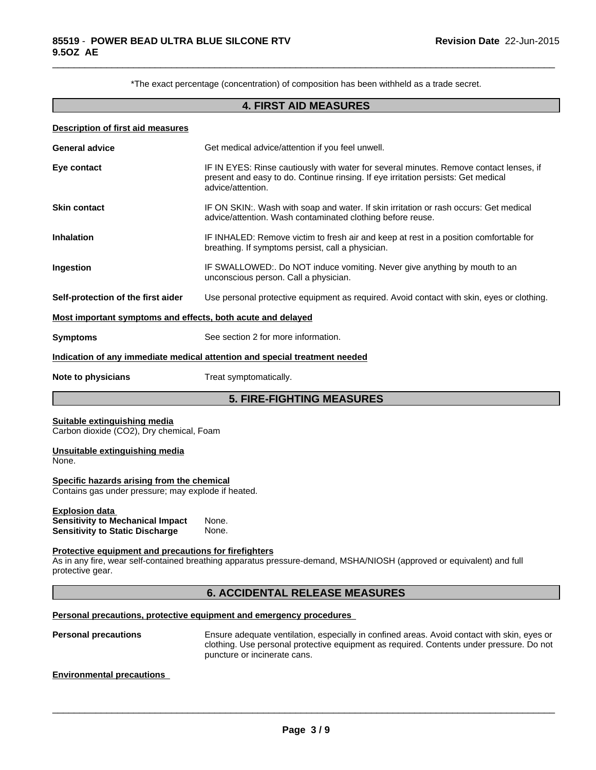*The exact percentage (concentration) of composition has been withheld as a trade secret.

## 4. FIRST AID MEASURES

**Description of first aid measures**

**General advice** Get medical advice/attention if you feel unwell.

**Eye contact** IF IN EYES: Rinse cautiously with water for several minutes. Remove contact lenses, if present and easy to do. Continue rinsing. If eye irritation persists: Get medical advice/attention.

**Skin contact** IF ON SKIN:. Wash with soap and water. If skin irritation or rash occurs: Get medical advice/attention. Wash contaminated clothing before reuse.

**Inhalation** IF INHALED: Remove victim to fresh air and keep at rest in a position comfortable for breathing. If symptoms persist, call a physician.

**Ingestion** IF SWALLOWED:. Do NOT induce vomiting. Never give anything by mouth to an unconscious person. Call a physician.

**Self-protection of the first aider** Use personal protective equipment as required. Avoid contact with skin, eyes or clothing.

**Most important symptoms and effects, both acute and delayed**

**Symptoms** See section 2 for more information.

**Indication of any immediate medical attention and special treatment needed**

**Note to physicians** Treat symptomatically.

## 5. FIRE-FIGHTING MEASURES

**Suitable extinguishing media**
Carbon dioxide ($CO_2$), Dry chemical, Foam

**Unsuitable extinguishing media**
None.

**Specific hazards arising from the chemical**
Contains gas under pressure; may explode if heated.

**Explosion data**
**Sensitivity to Mechanical Impact** None.
**Sensitivity to Static Discharge** None.

**Protective equipment and precautions for firefighters**
As in any fire, wear self-contained breathing apparatus pressure-demand, MSHA/NIOSH (approved or equivalent) and full protective gear.

## 6. ACCIDENTAL RELEASE MEASURES

**Personal precautions, protective equipment and emergency procedures**

**Personal precautions** Ensure adequate ventilation, especially in confined areas. Avoid contact with skin, eyes or clothing. Use personal protective equipment as required. Contents under pressure. Do not puncture or incinerate cans.

**Environmental precautions**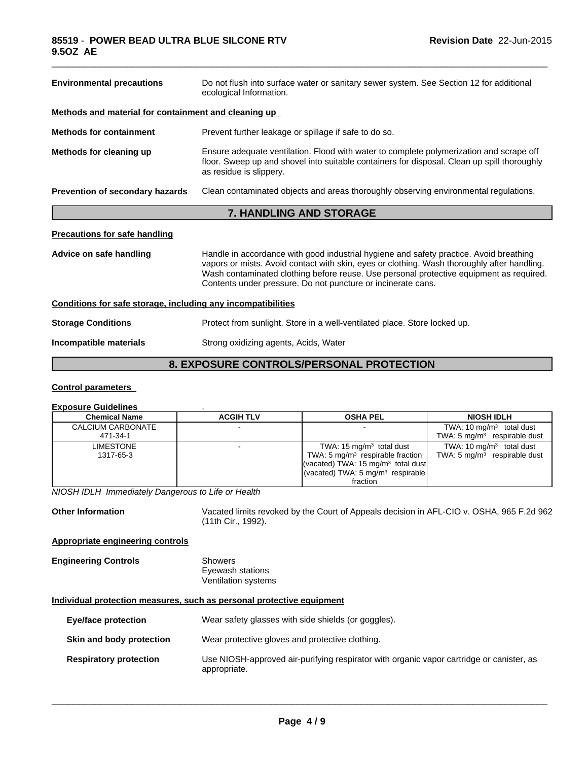| | |
|---|---|
| **Environmental precautions** | Do not flush into surface water or sanitary sewer system. See Section 12 for additional ecological Information. |

**Methods and material for containment and cleaning up**

| | |
|---|---|
| **Methods for containment** | Prevent further leakage or spillage if safe to do so. |
| **Methods for cleaning up** | Ensure adequate ventilation. Flood with water to complete polymerization and scrape off floor. Sweep up and shovel into suitable containers for disposal. Clean up spill thoroughly as residue is slippery. |
| **Prevention of secondary hazards** | Clean contaminated objects and areas thoroughly observing environmental regulations. |

## 7. HANDLING AND STORAGE

**Precautions for safe handling**

| | |
|---|---|
| **Advice on safe handling** | Handle in accordance with good industrial hygiene and safety practice. Avoid breathing vapors or mists. Avoid contact with skin, eyes or clothing. Wash thoroughly after handling. Wash contaminated clothing before reuse. Use personal protective equipment as required. Contents under pressure. Do not puncture or incinerate cans. |

**Conditions for safe storage, including any incompatibilities**

| | |
|---|---|
| **Storage Conditions** | Protect from sunlight. Store in a well-ventilated place. Store locked up. |
| **Incompatible materials** | Strong oxidizing agents, Acids, Water |

## 8. EXPOSURE CONTROLS/PERSONAL PROTECTION

**Control parameters**

**Exposure Guidelines** .

| Chemical Name | ACGIH TLV | OSHA PEL | NIOSH IDLH |
|---|---|---|---|
| CALCIUM CARBONATE 471-34-1 | - | - | TWA: 10 mg/m$^3$ total dust TWA: 5 mg/m$^3$ respirable dust |
| LIMESTONE 1317-65-3 | - | TWA: 15 mg/m$^3$ total dust TWA: 5 mg/m$^3$ respirable fraction (vacated) TWA: 15 mg/m$^3$ total dust (vacated) TWA: 5 mg/m$^3$ respirable fraction | TWA: 10 mg/m$^3$ total dust TWA: 5 mg/m$^3$ respirable dust |

*NIOSH IDLH Immediately Dangerous to Life or Health*

| | |
|---|---|
| **Other Information** | Vacated limits revoked by the Court of Appeals decision in AFL-CIO v. OSHA, 965 F.2d 962 (11th Cir., 1992). |

**Appropriate engineering controls**

**Engineering Controls**
Showers
Eyewash stations
Ventilation systems

**Individual protection measures, such as personal protective equipment**

| | |
|---|---|
| **Eye/face protection** | Wear safety glasses with side shields (or goggles). |
| **Skin and body protection** | Wear protective gloves and protective clothing. |
| **Respiratory protection** | Use NIOSH-approved air-purifying respirator with organic vapor cartridge or canister, as appropriate. |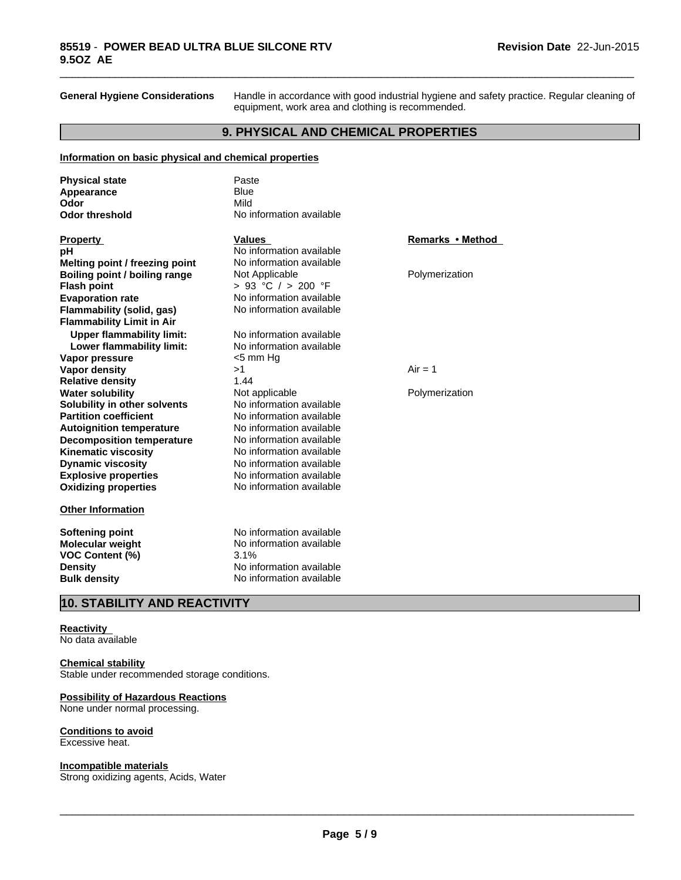**General Hygiene Considerations** Handle in accordance with good industrial hygiene and safety practice. Regular cleaning of equipment, work area and clothing is recommended.

## 9. PHYSICAL AND CHEMICAL PROPERTIES

**Information on basic physical and chemical properties**

| | |
|---|---|
| **Physical state** | Paste |
| **Appearance** | Blue |
| **Odor** | Mild |
| **Odor threshold** | No information available |

| **Property** | **Values** | **Remarks • Method** |
|---|---|---|
| **pH** | No information available | |
| **Melting point / freezing point** | No information available | |
| **Boiling point / boiling range** | Not Applicable | Polymerization |
| **Flash point** | > 93 °C / > 200 °F | |
| **Evaporation rate** | No information available | |
| **Flammability (solid, gas)** | No information available | |
| **Flammability Limit in Air** | | |
| **Upper flammability limit:** | No information available | |
| **Lower flammability limit:** | No information available | |
| **Vapor pressure** | <5 mm Hg | |
| **Vapor density** | >1 | Air = 1 |
| **Relative density** | 1.44 | |
| **Water solubility** | Not applicable | Polymerization |
| **Solubility in other solvents** | No information available | |
| **Partition coefficient** | No information available | |
| **Autoignition temperature** | No information available | |
| **Decomposition temperature** | No information available | |
| **Kinematic viscosity** | No information available | |
| **Dynamic viscosity** | No information available | |
| **Explosive properties** | No information available | |
| **Oxidizing properties** | No information available | |

**Other Information**

| | |
|---|---|
| **Softening point** | No information available |
| **Molecular weight** | No information available |
| **VOC Content (%)** | 3.1% |
| **Density** | No information available |
| **Bulk density** | No information available |

## 10. STABILITY AND REACTIVITY

**Reactivity**
No data available

**Chemical stability**
Stable under recommended storage conditions.

**Possibility of Hazardous Reactions**
None under normal processing.

**Conditions to avoid**
Excessive heat.

**Incompatible materials**
Strong oxidizing agents, Acids, Water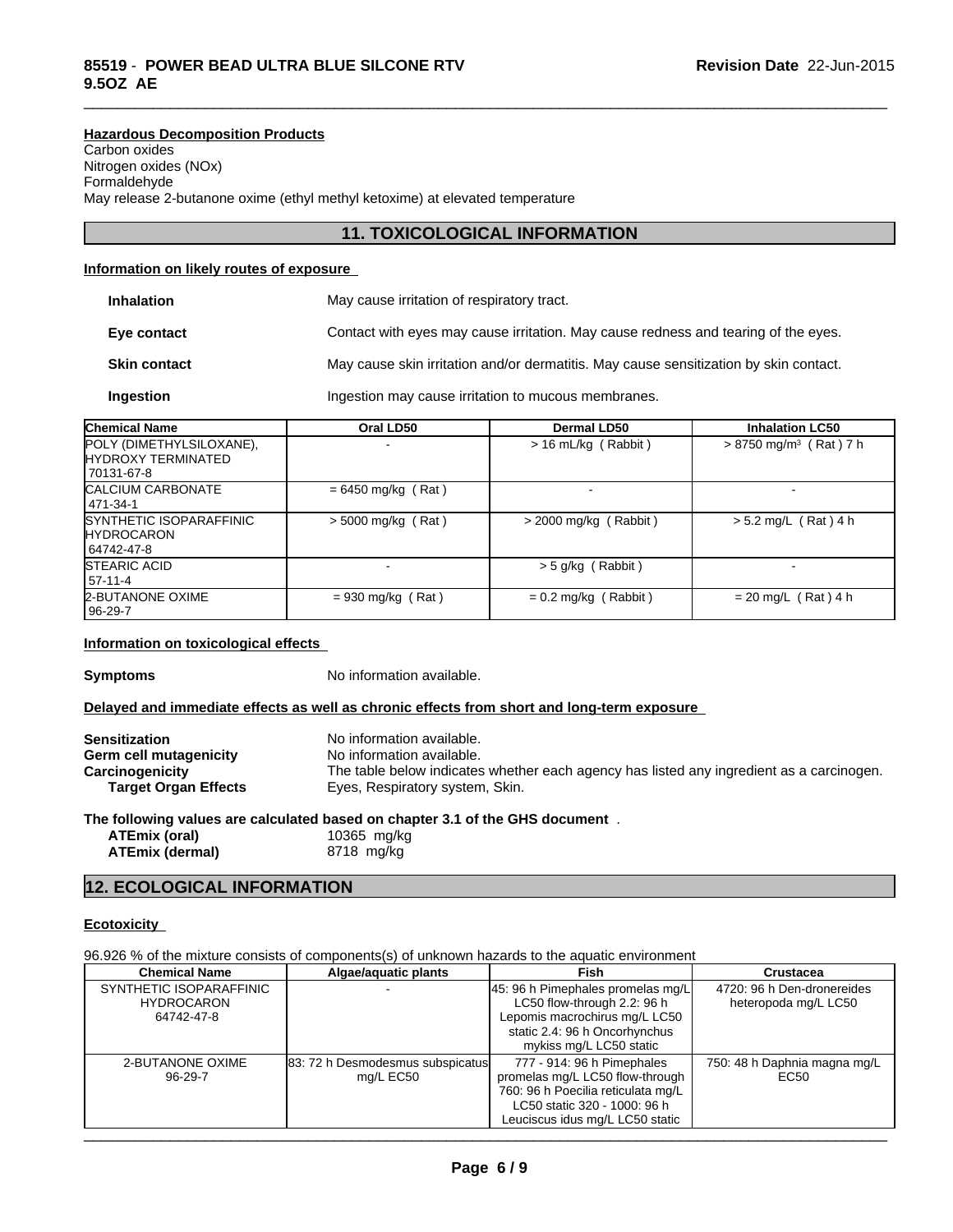**Hazardous Decomposition Products**
Carbon oxides
Nitrogen oxides (NOx)
Formaldehyde
May release 2-butanone oxime (ethyl methyl ketoxime) at elevated temperature

## 11. TOXICOLOGICAL INFORMATION

**Information on likely routes of exposure**

**Inhalation** May cause irritation of respiratory tract.

**Eye contact** Contact with eyes may cause irritation. May cause redness and tearing of the eyes.

**Skin contact** May cause skin irritation and/or dermatitis. May cause sensitization by skin contact.

**Ingestion** Ingestion may cause irritation to mucous membranes.

| Chemical Name | Oral LD50 | Dermal LD50 | Inhalation LC50 |
|---|---|---|---|
| POLY (DIMETHYLSILOXANE), HYDROXY TERMINATED 70131-67-8 | - | > 16 mL/kg ( Rabbit ) | > 8750 mg/m$^3$ ( Rat ) 7 h |
| CALCIUM CARBONATE 471-34-1 | = 6450 mg/kg ( Rat ) | - | - |
| SYNTHETIC ISOPARAFFINIC HYDROCARON 64742-47-8 | > 5000 mg/kg ( Rat ) | > 2000 mg/kg ( Rabbit ) | > 5.2 mg/L ( Rat ) 4 h |
| STEARIC ACID 57-11-4 | - | > 5 g/kg ( Rabbit ) | - |
| 2-BUTANONE OXIME 96-29-7 | = 930 mg/kg ( Rat ) | = 0.2 mg/kg ( Rabbit ) | = 20 mg/L ( Rat ) 4 h |

**Information on toxicological effects**

**Symptoms** No information available.

**Delayed and immediate effects as well as chronic effects from short and long-term exposure**

**Sensitization** No information available.
**Germ cell mutagenicity** No information available.
**Carcinogenicity** The table below indicates whether each agency has listed any ingredient as a carcinogen.
**Target Organ Effects** Eyes, Respiratory system, Skin.

**The following values are calculated based on chapter 3.1 of the GHS document** .
**ATEmix (oral)** 10365 mg/kg
**ATEmix (dermal)** 8718 mg/kg

## 12. ECOLOGICAL INFORMATION

**Ecotoxicity**

96.926 % of the mixture consists of components(s) of unknown hazards to the aquatic environment

| Chemical Name | Algae/aquatic plants | Fish | Crustacea |
|---|---|---|---|
| SYNTHETIC ISOPARAFFINIC HYDROCARON 64742-47-8 | - | 45: 96 h Pimephales promelas mg/L LC50 flow-through 2.2: 96 h Lepomis macrochirus mg/L LC50 static 2.4: 96 h Oncorhynchus mykiss mg/L LC50 static | 4720: 96 h Den-dronereides heteropoda mg/L LC50 |
| 2-BUTANONE OXIME 96-29-7 | 83: 72 h Desmodesmus subspicatus mg/L EC50 | 777 - 914: 96 h Pimephales promelas mg/L LC50 flow-through 760: 96 h Poecilia reticulata mg/L LC50 static 320 - 1000: 96 h Leuciscus idus mg/L LC50 static | 750: 48 h Daphnia magna mg/L EC50 |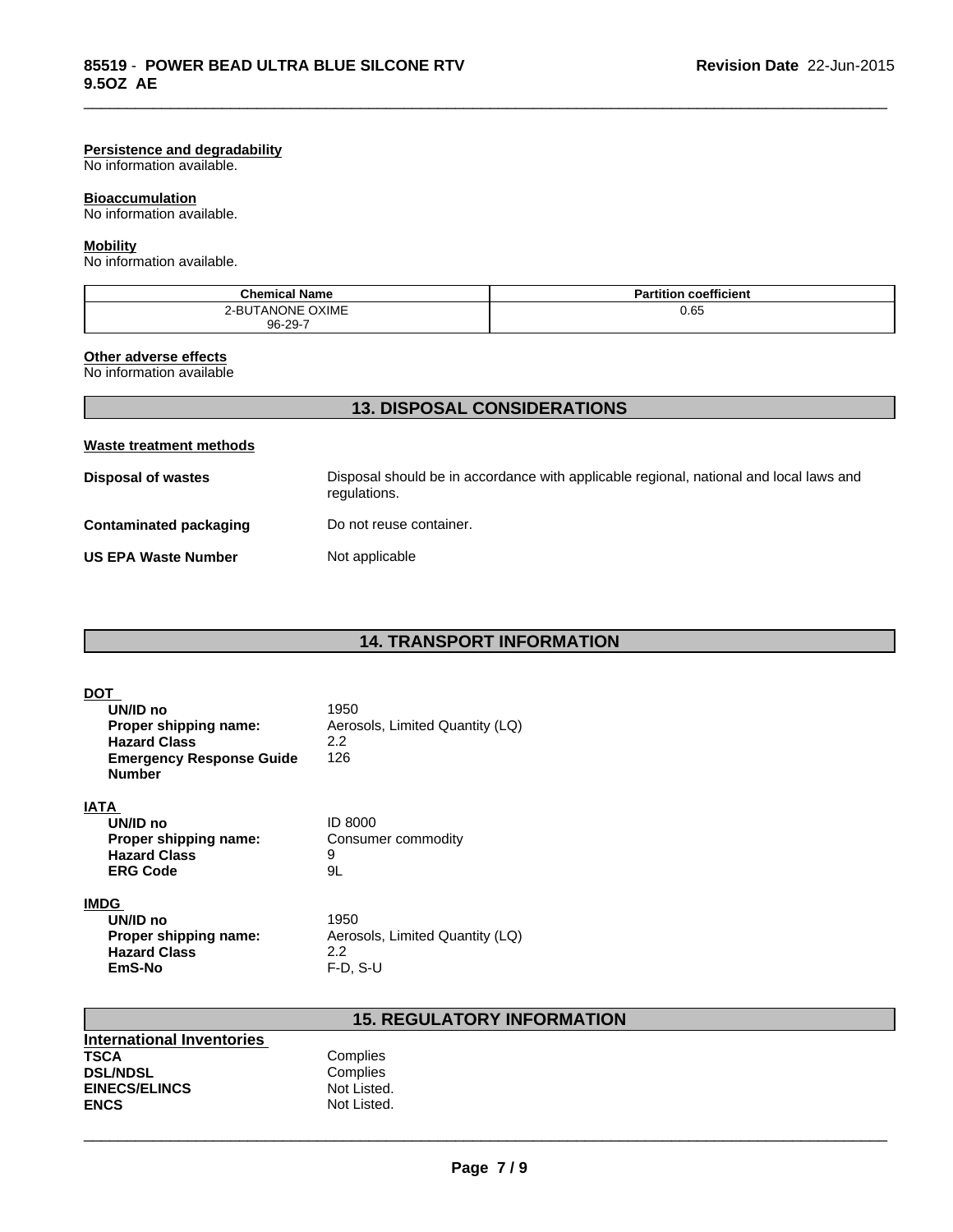#### Persistence and degradability

No information available.

#### Bioaccumulation

No information available.

#### Mobility

No information available.

| Chemical Name | Partition coefficient |
|---|---|
| 2-BUTANONE OXIME<br>96-29-7 | 0.65 |

#### Other adverse effects

No information available

## 13. DISPOSAL CONSIDERATIONS

#### Waste treatment methods

**Disposal of wastes**: Disposal should be in accordance with applicable regional, national and local laws and regulations.

**Contaminated packaging**: Do not reuse container.

**US EPA Waste Number**: Not applicable

## 14. TRANSPORT INFORMATION

#### DOT

**UN/ID no**: 1950
**Proper shipping name:**: Aerosols, Limited Quantity (LQ)
**Hazard Class**: 2.2
**Emergency Response Guide Number**: 126

#### IATA

**UN/ID no**: ID 8000
**Proper shipping name:**: Consumer commodity
**Hazard Class**: 9
**ERG Code**: 9L

#### IMDG

**UN/ID no**: 1950
**Proper shipping name:**: Aerosols, Limited Quantity (LQ)
**Hazard Class**: 2.2
**EmS-No**: F-D, S-U

## 15. REGULATORY INFORMATION

#### International Inventories

**TSCA**: Complies
**DSL/NDSL**: Complies
**EINECS/ELINCS**: Not Listed.
**ENCS**: Not Listed.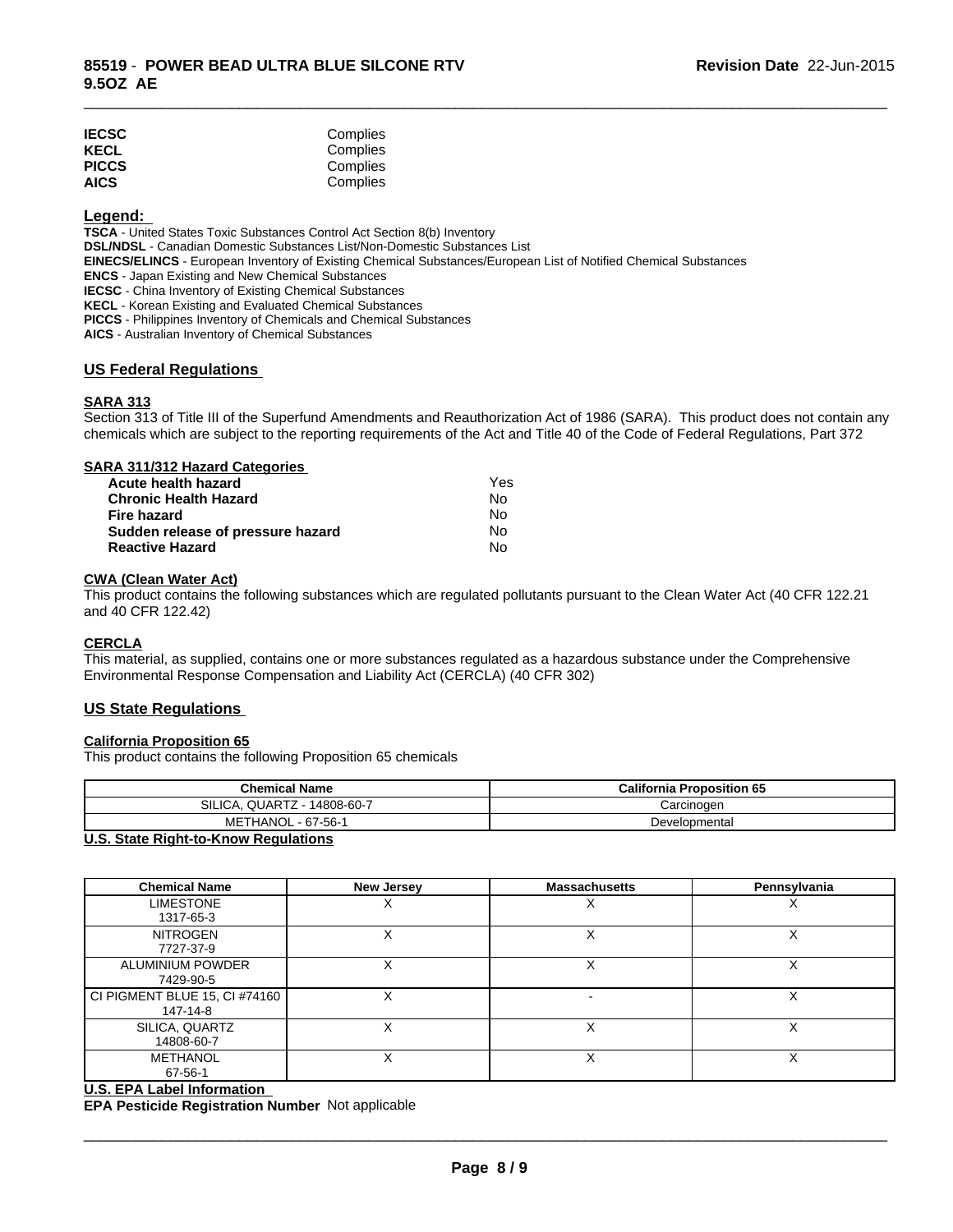| | |
|---|---|
| **IECSC** | Complies |
| **KECL** | Complies |
| **PICCS** | Complies |
| **AICS** | Complies |

**Legend:**

**TSCA** - United States Toxic Substances Control Act Section 8(b) Inventory
**DSL/NDSL** - Canadian Domestic Substances List/Non-Domestic Substances List
**EINECS/ELINCS** - European Inventory of Existing Chemical Substances/European List of Notified Chemical Substances
**ENCS** - Japan Existing and New Chemical Substances
**IECSC** - China Inventory of Existing Chemical Substances
**KECL** - Korean Existing and Evaluated Chemical Substances
**PICCS** - Philippines Inventory of Chemicals and Chemical Substances
**AICS** - Australian Inventory of Chemical Substances

## US Federal Regulations

### SARA 313

Section 313 of Title III of the Superfund Amendments and Reauthorization Act of 1986 (SARA). This product does not contain any chemicals which are subject to the reporting requirements of the Act and Title 40 of the Code of Federal Regulations, Part 372

### SARA 311/312 Hazard Categories

| | |
|---|---|
| **Acute health hazard** | Yes |
| **Chronic Health Hazard** | No |
| **Fire hazard** | No |
| **Sudden release of pressure hazard** | No |
| **Reactive Hazard** | No |

### CWA (Clean Water Act)

This product contains the following substances which are regulated pollutants pursuant to the Clean Water Act (40 CFR 122.21 and 40 CFR 122.42)

### CERCLA

This material, as supplied, contains one or more substances regulated as a hazardous substance under the Comprehensive Environmental Response Compensation and Liability Act (CERCLA) (40 CFR 302)

## US State Regulations

### California Proposition 65

This product contains the following Proposition 65 chemicals

| Chemical Name | California Proposition 65 |
|---|---|
| SILICA, QUARTZ - 14808-60-7 | Carcinogen |
| METHANOL - 67-56-1 | Developmental |

### U.S. State Right-to-Know Regulations

| Chemical Name | New Jersey | Massachusetts | Pennsylvania |
|---|---|---|---|
| LIMESTONE<br>1317-65-3 | X | X | X |
| NITROGEN<br>7727-37-9 | X | X | X |
| ALUMINIUM POWDER<br>7429-90-5 | X | X | X |
| CI PIGMENT BLUE 15, CI #74160<br>147-14-8 | X | - | X |
| SILICA, QUARTZ<br>14808-60-7 | X | X | X |
| METHANOL<br>67-56-1 | X | X | X |

### U.S. EPA Label Information

**EPA Pesticide Registration Number** Not applicable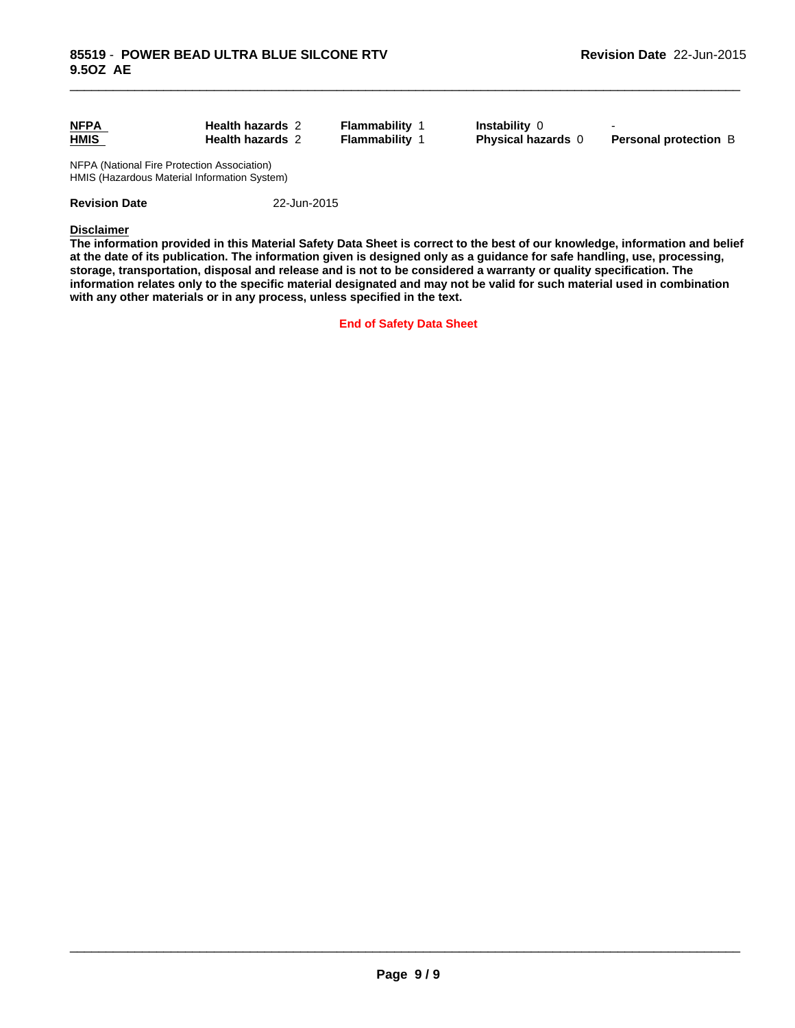| | | | | |
|---|---|---|---|---|
| **NFPA** | **Health hazards** 2 | **Flammability** 1 | **Instability** 0 | - |
| **HMIS** | **Health hazards** 2 | **Flammability** 1 | **Physical hazards** 0 | **Personal protection** B |

NFPA (National Fire Protection Association)
HMIS (Hazardous Material Information System)

**Revision Date** 22-Jun-2015

**Disclaimer**

**The information provided in this Material Safety Data Sheet is correct to the best of our knowledge, information and belief at the date of its publication. The information given is designed only as a guidance for safe handling, use, processing, storage, transportation, disposal and release and is not to be considered a warranty or quality specification. The information relates only to the specific material designated and may not be valid for such material used in combination with any other materials or in any process, unless specified in the text.**

**End of Safety Data Sheet**